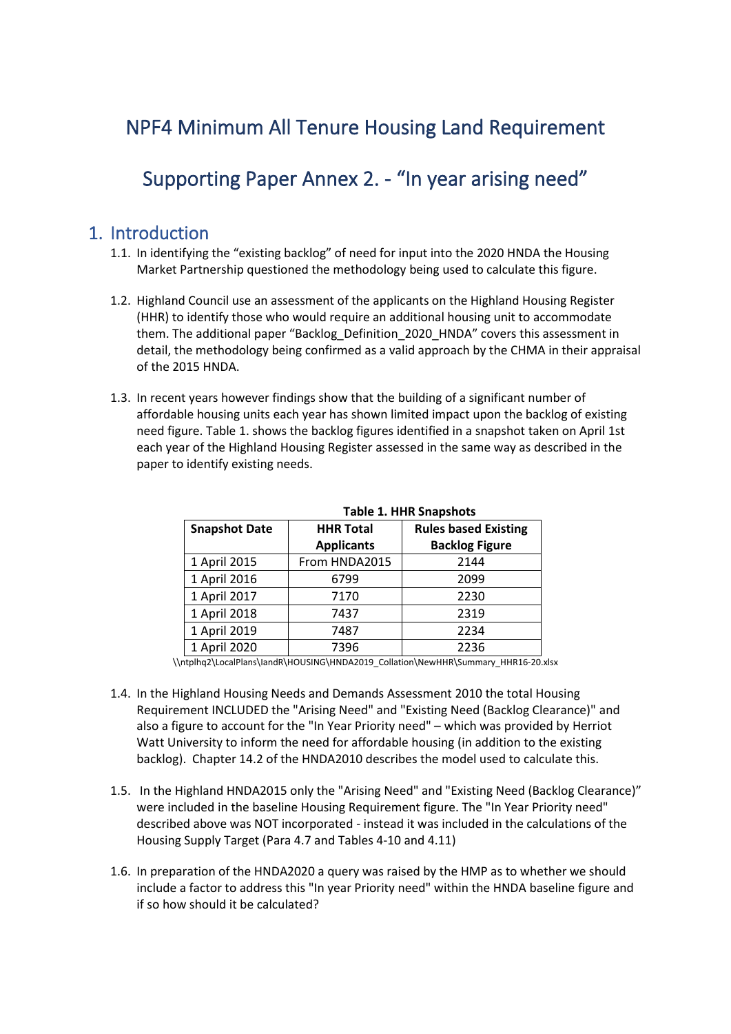# NPF4 Minimum All Tenure Housing Land Requirement

# Supporting Paper Annex 2. - "In year arising need"

## 1. Introduction

1.1. In identifying the "existing backlog" of need for input into the 2020 HNDA the Housing Market Partnership questioned the methodology being used to calculate this figure.

1.2. Highland Council use an assessment of the applicants on the Highland Housing Register (HHR) to identify those who would require an additional housing unit to accommodate them. The additional paper "Backlog_Definition_2020_HNDA" covers this assessment in detail, the methodology being confirmed as a valid approach by the CHMA in their appraisal of the 2015 HNDA.

1.3. In recent years however findings show that the building of a significant number of affordable housing units each year has shown limited impact upon the backlog of existing need figure. Table 1. shows the backlog figures identified in a snapshot taken on April 1st each year of the Highland Housing Register assessed in the same way as described in the paper to identify existing needs.

**Table 1. HHR Snapshots**

| Snapshot Date | HHR Total Applicants | Rules based Existing Backlog Figure |
|---|---|---|
| 1 April 2015 | From HNDA2015 | 2144 |
| 1 April 2016 | 6799 | 2099 |
| 1 April 2017 | 7170 | 2230 |
| 1 April 2018 | 7437 | 2319 |
| 1 April 2019 | 7487 | 2234 |
| 1 April 2020 | 7396 | 2236 |

\\ntplhq2\LocalPlans\landR\HOUSING\HNDA2019_Collation\NewHHR\Summary_HHR16-20.xlsx

1.4. In the Highland Housing Needs and Demands Assessment 2010 the total Housing Requirement INCLUDED the "Arising Need" and "Existing Need (Backlog Clearance)" and also a figure to account for the "In Year Priority need" – which was provided by Herriot Watt University to inform the need for affordable housing (in addition to the existing backlog). Chapter 14.2 of the HNDA2010 describes the model used to calculate this.

1.5. In the Highland HNDA2015 only the "Arising Need" and "Existing Need (Backlog Clearance)" were included in the baseline Housing Requirement figure. The "In Year Priority need" described above was NOT incorporated - instead it was included in the calculations of the Housing Supply Target (Para 4.7 and Tables 4-10 and 4.11)

1.6. In preparation of the HNDA2020 a query was raised by the HMP as to whether we should include a factor to address this "In year Priority need" within the HNDA baseline figure and if so how should it be calculated?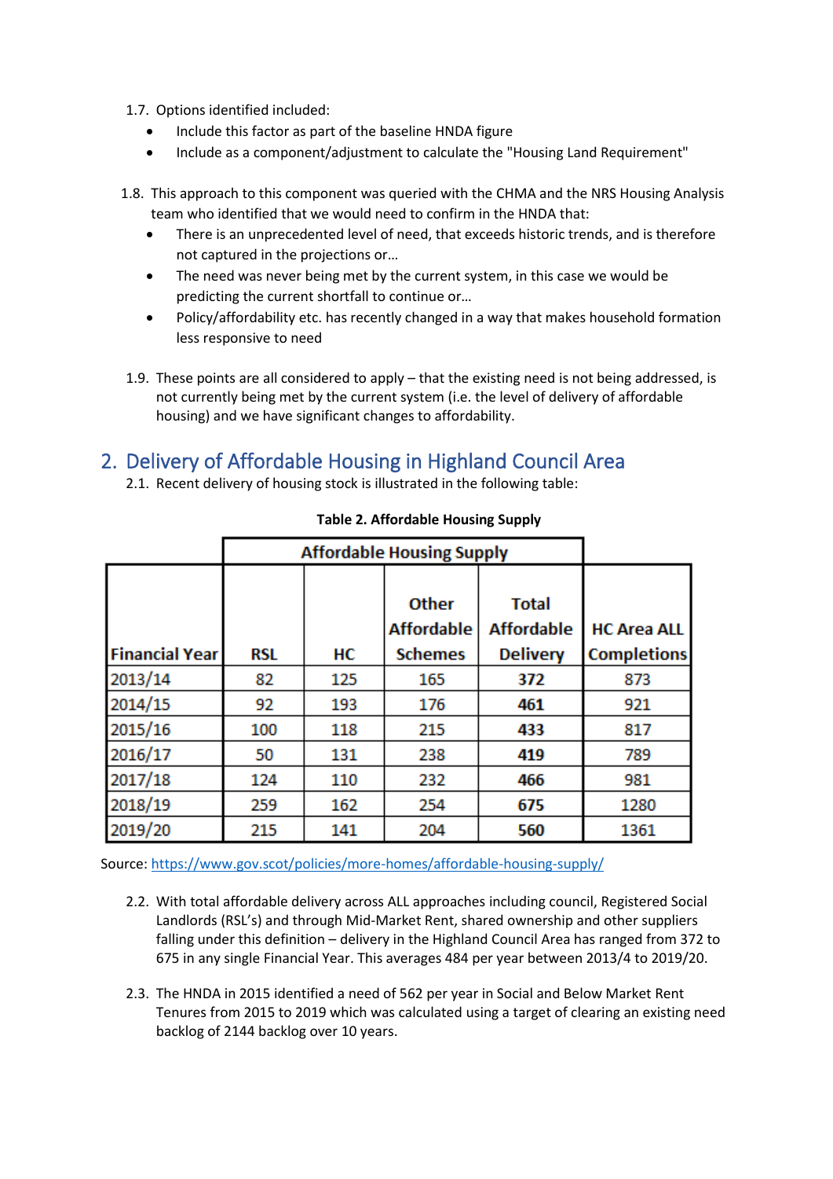1.7. Options identified included:
- Include this factor as part of the baseline HNDA figure
- Include as a component/adjustment to calculate the "Housing Land Requirement"

1.8. This approach to this component was queried with the CHMA and the NRS Housing Analysis team who identified that we would need to confirm in the HNDA that:
- There is an unprecedented level of need, that exceeds historic trends, and is therefore not captured in the projections or…
- The need was never being met by the current system, in this case we would be predicting the current shortfall to continue or…
- Policy/affordability etc. has recently changed in a way that makes household formation less responsive to need

1.9. These points are all considered to apply – that the existing need is not being addressed, is not currently being met by the current system (i.e. the level of delivery of affordable housing) and we have significant changes to affordability.

## 2. Delivery of Affordable Housing in Highland Council Area

2.1. Recent delivery of housing stock is illustrated in the following table:

**Table 2. Affordable Housing Supply**

| | Affordable Housing Supply | | | | |
|---|---|---|---|---|---|
| **Financial Year** | **RSL** | **HC** | **Other Affordable Schemes** | **Total Affordable Delivery** | **HC Area ALL Completions** |
| 2013/14 | 82 | 125 | 165 | **372** | 873 |
| 2014/15 | 92 | 193 | 176 | **461** | 921 |
| 2015/16 | 100 | 118 | 215 | **433** | 817 |
| 2016/17 | 50 | 131 | 238 | **419** | 789 |
| 2017/18 | 124 | 110 | 232 | **466** | 981 |
| 2018/19 | 259 | 162 | 254 | **675** | 1280 |
| 2019/20 | 215 | 141 | 204 | **560** | 1361 |

Source: https://www.gov.scot/policies/more-homes/affordable-housing-supply/

2.2. With total affordable delivery across ALL approaches including council, Registered Social Landlords (RSL's) and through Mid-Market Rent, shared ownership and other suppliers falling under this definition – delivery in the Highland Council Area has ranged from 372 to 675 in any single Financial Year. This averages 484 per year between 2013/4 to 2019/20.

2.3. The HNDA in 2015 identified a need of 562 per year in Social and Below Market Rent Tenures from 2015 to 2019 which was calculated using a target of clearing an existing need backlog of 2144 backlog over 10 years.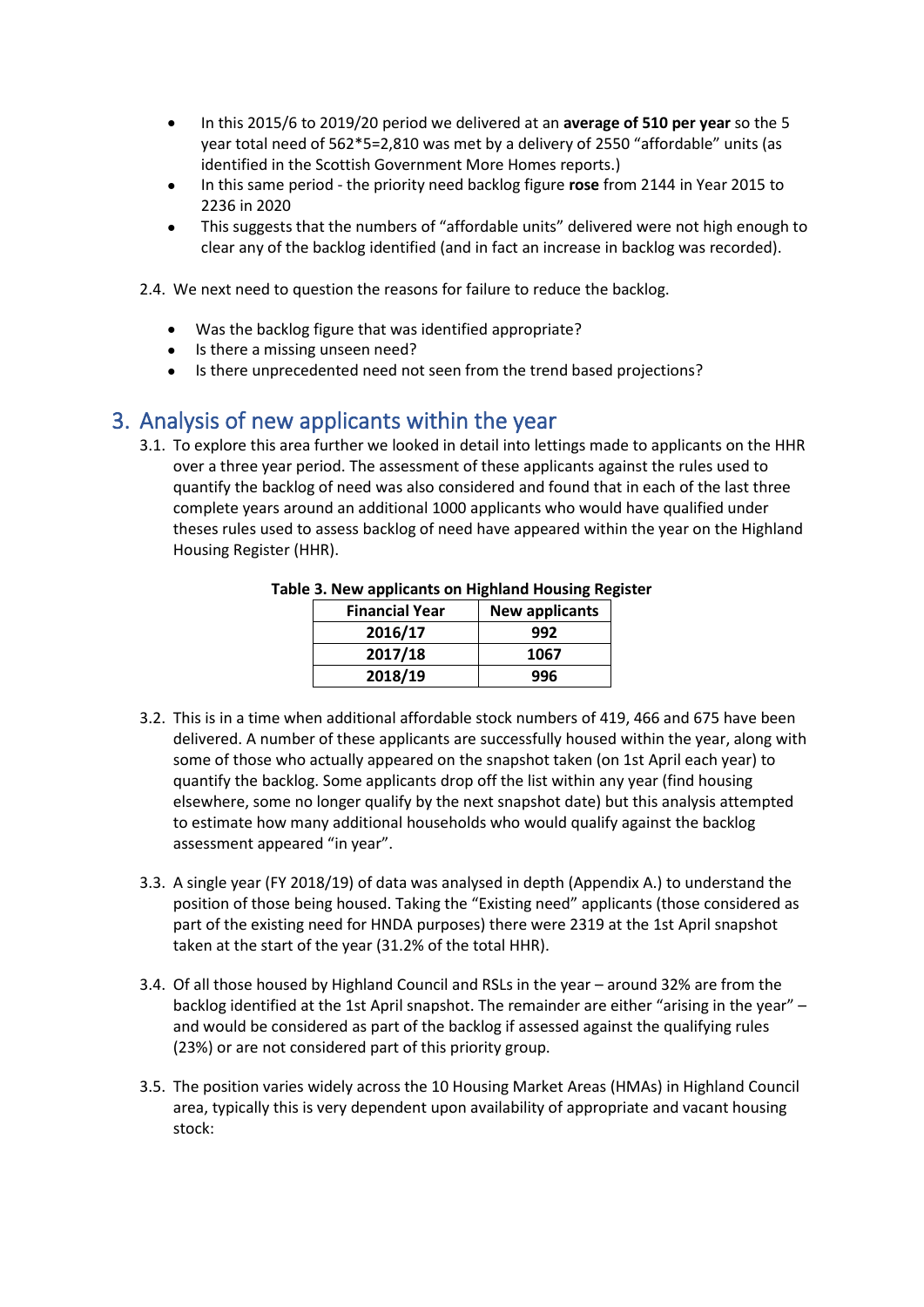- In this 2015/6 to 2019/20 period we delivered at an **average of 510 per year** so the 5 year total need of 562*5=2,810 was met by a delivery of 2550 "affordable" units (as identified in the Scottish Government More Homes reports.)
- In this same period - the priority need backlog figure **rose** from 2144 in Year 2015 to 2236 in 2020
- This suggests that the numbers of "affordable units" delivered were not high enough to clear any of the backlog identified (and in fact an increase in backlog was recorded).

2.4. We next need to question the reasons for failure to reduce the backlog.

- Was the backlog figure that was identified appropriate?
- Is there a missing unseen need?
- Is there unprecedented need not seen from the trend based projections?

## 3. Analysis of new applicants within the year

3.1. To explore this area further we looked in detail into lettings made to applicants on the HHR over a three year period. The assessment of these applicants against the rules used to quantify the backlog of need was also considered and found that in each of the last three complete years around an additional 1000 applicants who would have qualified under theses rules used to assess backlog of need have appeared within the year on the Highland Housing Register (HHR).

**Table 3. New applicants on Highland Housing Register**

| Financial Year | New applicants |
|---|---|
| **2016/17** | **992** |
| **2017/18** | **1067** |
| **2018/19** | **996** |

3.2. This is in a time when additional affordable stock numbers of 419, 466 and 675 have been delivered. A number of these applicants are successfully housed within the year, along with some of those who actually appeared on the snapshot taken (on 1st April each year) to quantify the backlog. Some applicants drop off the list within any year (find housing elsewhere, some no longer qualify by the next snapshot date) but this analysis attempted to estimate how many additional households who would qualify against the backlog assessment appeared "in year".

3.3. A single year (FY 2018/19) of data was analysed in depth (Appendix A.) to understand the position of those being housed. Taking the "Existing need" applicants (those considered as part of the existing need for HNDA purposes) there were 2319 at the 1st April snapshot taken at the start of the year (31.2% of the total HHR).

3.4. Of all those housed by Highland Council and RSLs in the year – around 32% are from the backlog identified at the 1st April snapshot. The remainder are either "arising in the year" – and would be considered as part of the backlog if assessed against the qualifying rules (23%) or are not considered part of this priority group.

3.5. The position varies widely across the 10 Housing Market Areas (HMAs) in Highland Council area, typically this is very dependent upon availability of appropriate and vacant housing stock: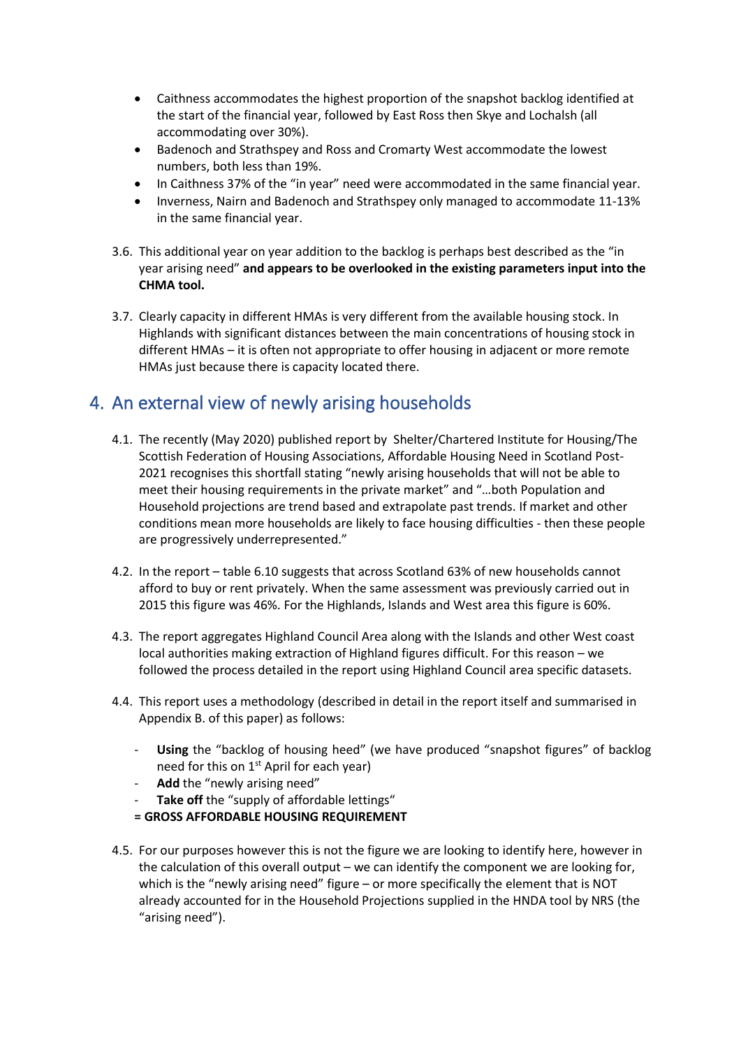- Caithness accommodates the highest proportion of the snapshot backlog identified at the start of the financial year, followed by East Ross then Skye and Lochalsh (all accommodating over 30%).
- Badenoch and Strathspey and Ross and Cromarty West accommodate the lowest numbers, both less than 19%.
- In Caithness 37% of the "in year" need were accommodated in the same financial year.
- Inverness, Nairn and Badenoch and Strathspey only managed to accommodate 11-13% in the same financial year.

3.6. This additional year on year addition to the backlog is perhaps best described as the "in year arising need" **and appears to be overlooked in the existing parameters input into the CHMA tool.**

3.7. Clearly capacity in different HMAs is very different from the available housing stock. In Highlands with significant distances between the main concentrations of housing stock in different HMAs – it is often not appropriate to offer housing in adjacent or more remote HMAs just because there is capacity located there.

## 4. An external view of newly arising households

4.1. The recently (May 2020) published report by Shelter/Chartered Institute for Housing/The Scottish Federation of Housing Associations, Affordable Housing Need in Scotland Post-2021 recognises this shortfall stating "newly arising households that will not be able to meet their housing requirements in the private market" and "…both Population and Household projections are trend based and extrapolate past trends. If market and other conditions mean more households are likely to face housing difficulties - then these people are progressively underrepresented."

4.2. In the report – table 6.10 suggests that across Scotland 63% of new households cannot afford to buy or rent privately. When the same assessment was previously carried out in 2015 this figure was 46%. For the Highlands, Islands and West area this figure is 60%.

4.3. The report aggregates Highland Council Area along with the Islands and other West coast local authorities making extraction of Highland figures difficult. For this reason – we followed the process detailed in the report using Highland Council area specific datasets.

4.4. This report uses a methodology (described in detail in the report itself and summarised in Appendix B. of this paper) as follows:

- **Using** the "backlog of housing heed" (we have produced "snapshot figures" of backlog need for this on 1st April for each year)
- **Add** the "newly arising need"
- **Take off** the "supply of affordable lettings"

**= GROSS AFFORDABLE HOUSING REQUIREMENT**

4.5. For our purposes however this is not the figure we are looking to identify here, however in the calculation of this overall output – we can identify the component we are looking for, which is the "newly arising need" figure – or more specifically the element that is NOT already accounted for in the Household Projections supplied in the HNDA tool by NRS (the "arising need").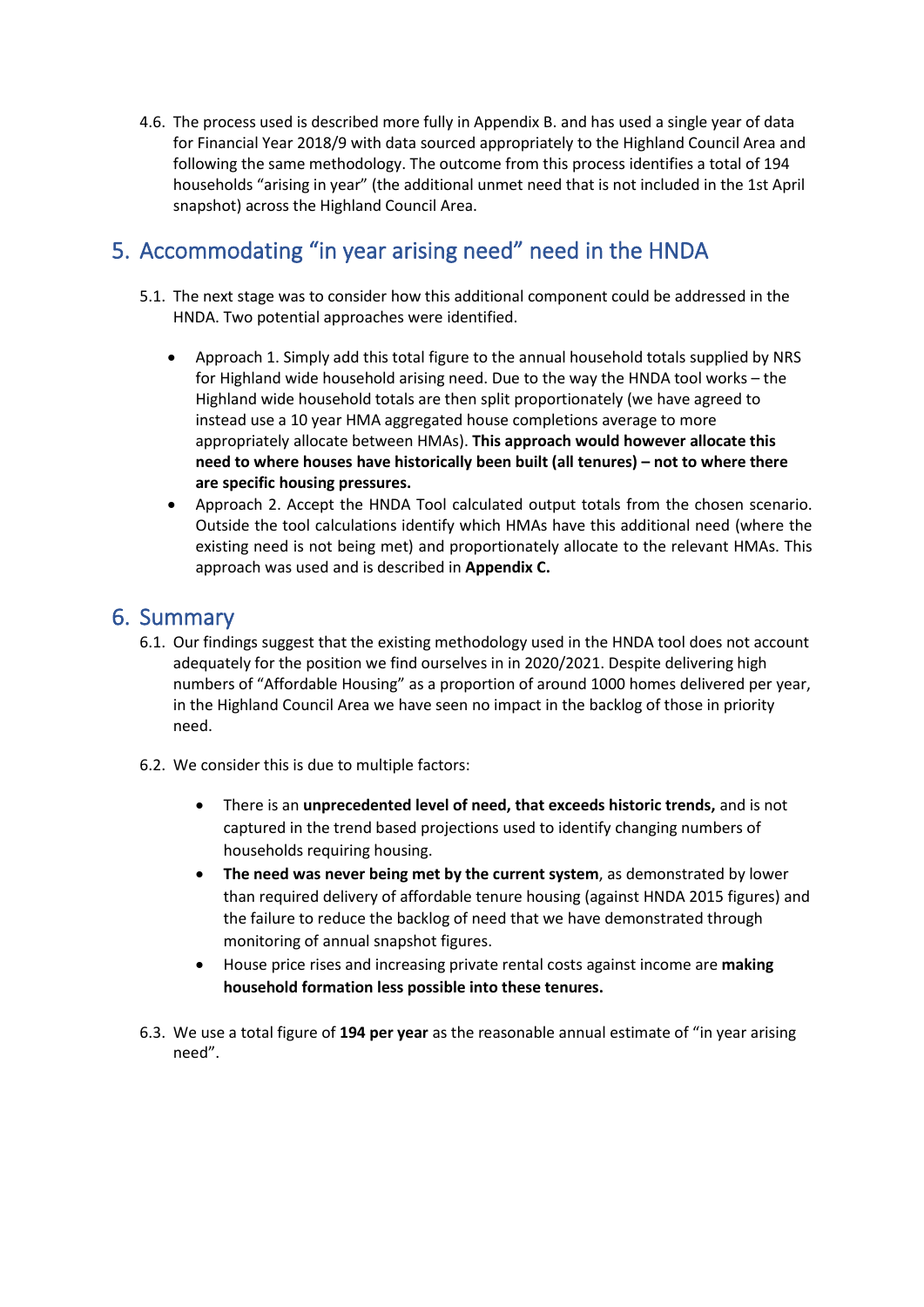4.6. The process used is described more fully in Appendix B. and has used a single year of data for Financial Year 2018/9 with data sourced appropriately to the Highland Council Area and following the same methodology. The outcome from this process identifies a total of 194 households "arising in year" (the additional unmet need that is not included in the 1st April snapshot) across the Highland Council Area.

## 5. Accommodating "in year arising need" need in the HNDA

5.1. The next stage was to consider how this additional component could be addressed in the HNDA. Two potential approaches were identified.

- Approach 1. Simply add this total figure to the annual household totals supplied by NRS for Highland wide household arising need. Due to the way the HNDA tool works – the Highland wide household totals are then split proportionately (we have agreed to instead use a 10 year HMA aggregated house completions average to more appropriately allocate between HMAs). **This approach would however allocate this need to where houses have historically been built (all tenures) – not to where there are specific housing pressures.**
- Approach 2. Accept the HNDA Tool calculated output totals from the chosen scenario. Outside the tool calculations identify which HMAs have this additional need (where the existing need is not being met) and proportionately allocate to the relevant HMAs. This approach was used and is described in **Appendix C.**

## 6. Summary

6.1. Our findings suggest that the existing methodology used in the HNDA tool does not account adequately for the position we find ourselves in in 2020/2021. Despite delivering high numbers of "Affordable Housing" as a proportion of around 1000 homes delivered per year, in the Highland Council Area we have seen no impact in the backlog of those in priority need.

6.2. We consider this is due to multiple factors:

- There is an **unprecedented level of need, that exceeds historic trends,** and is not captured in the trend based projections used to identify changing numbers of households requiring housing.
- **The need was never being met by the current system**, as demonstrated by lower than required delivery of affordable tenure housing (against HNDA 2015 figures) and the failure to reduce the backlog of need that we have demonstrated through monitoring of annual snapshot figures.
- House price rises and increasing private rental costs against income are **making household formation less possible into these tenures.**

6.3. We use a total figure of **194 per year** as the reasonable annual estimate of "in year arising need".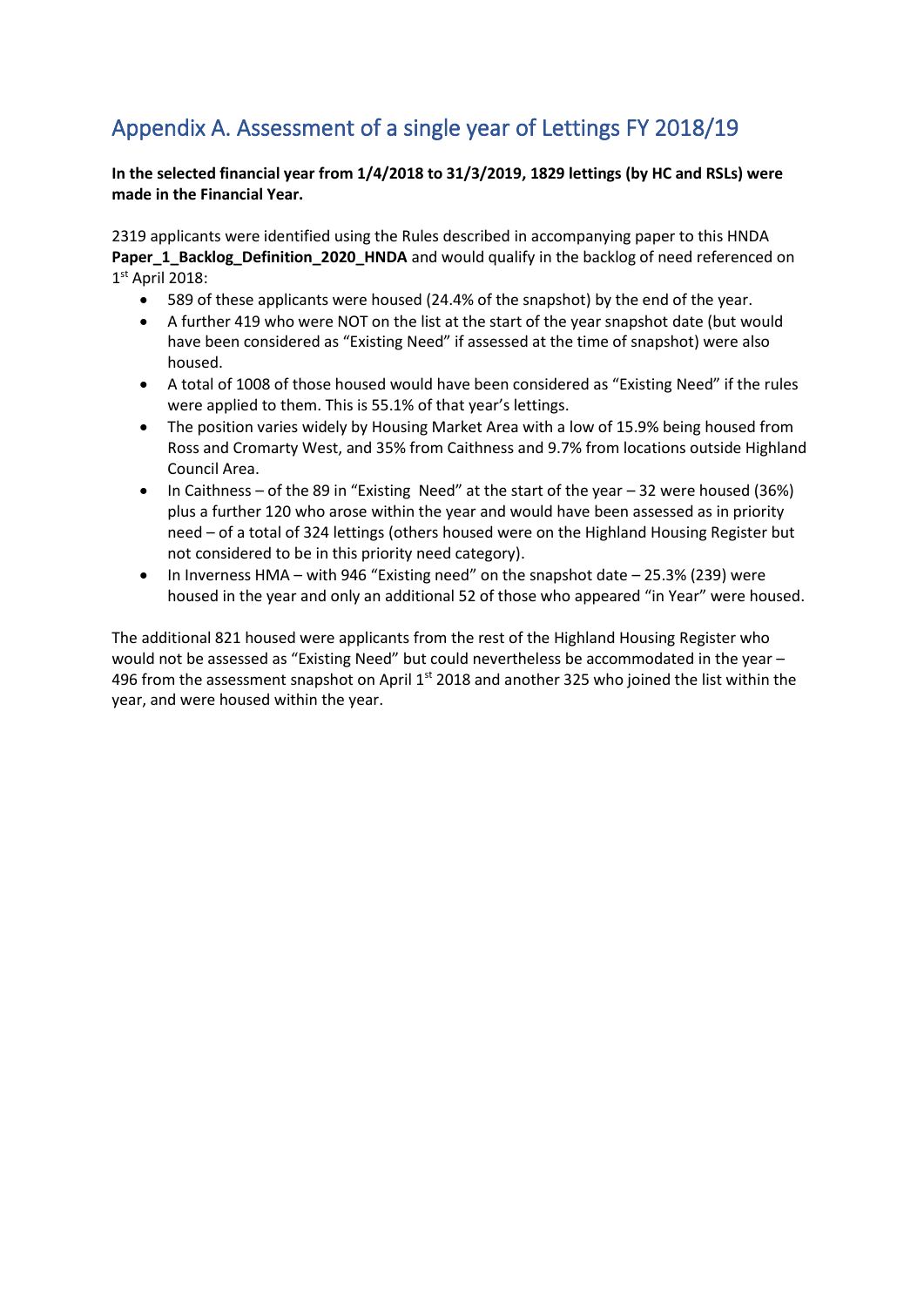## Appendix A. Assessment of a single year of Lettings FY 2018/19

**In the selected financial year from 1/4/2018 to 31/3/2019, 1829 lettings (by HC and RSLs) were made in the Financial Year.**

2319 applicants were identified using the Rules described in accompanying paper to this HNDA **Paper_1_Backlog_Definition_2020_HNDA** and would qualify in the backlog of need referenced on 1st April 2018:

- 589 of these applicants were housed (24.4% of the snapshot) by the end of the year.
- A further 419 who were NOT on the list at the start of the year snapshot date (but would have been considered as "Existing Need" if assessed at the time of snapshot) were also housed.
- A total of 1008 of those housed would have been considered as "Existing Need" if the rules were applied to them. This is 55.1% of that year's lettings.
- The position varies widely by Housing Market Area with a low of 15.9% being housed from Ross and Cromarty West, and 35% from Caithness and 9.7% from locations outside Highland Council Area.
- In Caithness – of the 89 in "Existing Need" at the start of the year – 32 were housed (36%) plus a further 120 who arose within the year and would have been assessed as in priority need – of a total of 324 lettings (others housed were on the Highland Housing Register but not considered to be in this priority need category).
- In Inverness HMA – with 946 "Existing need" on the snapshot date – 25.3% (239) were housed in the year and only an additional 52 of those who appeared "in Year" were housed.

The additional 821 housed were applicants from the rest of the Highland Housing Register who would not be assessed as "Existing Need" but could nevertheless be accommodated in the year – 496 from the assessment snapshot on April 1st 2018 and another 325 who joined the list within the year, and were housed within the year.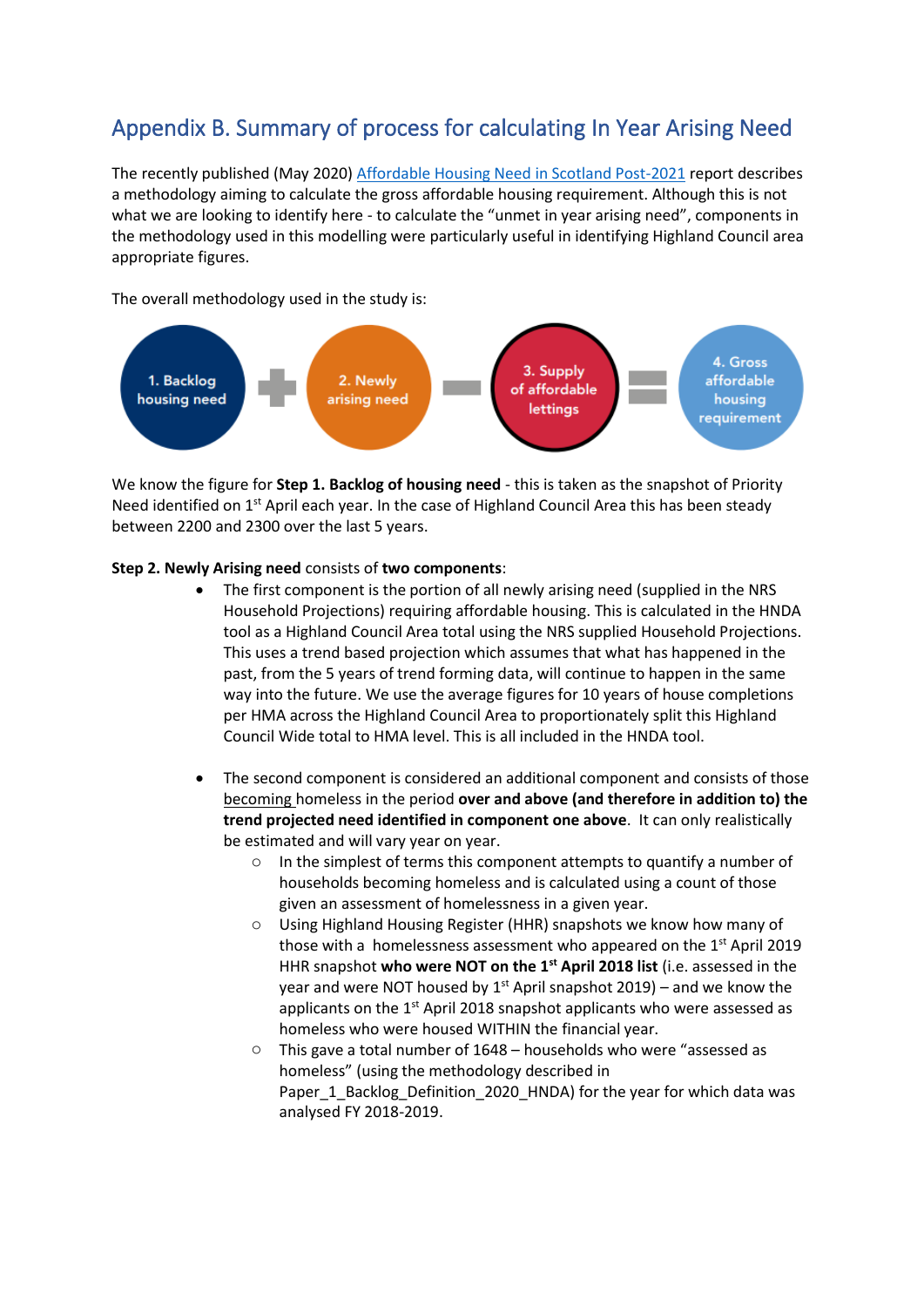## Appendix B. Summary of process for calculating In Year Arising Need

The recently published (May 2020) Affordable Housing Need in Scotland Post-2021 report describes a methodology aiming to calculate the gross affordable housing requirement. Although this is not what we are looking to identify here - to calculate the "unmet in year arising need", components in the methodology used in this modelling were particularly useful in identifying Highland Council area appropriate figures.

The overall methodology used in the study is:

1. Backlog housing need + 2. Newly arising need − 3. Supply of affordable lettings = 4. Gross affordable housing requirement

We know the figure for **Step 1. Backlog of housing need** - this is taken as the snapshot of Priority Need identified on 1st April each year. In the case of Highland Council Area this has been steady between 2200 and 2300 over the last 5 years.

**Step 2. Newly Arising need** consists of **two components**:

- The first component is the portion of all newly arising need (supplied in the NRS Household Projections) requiring affordable housing. This is calculated in the HNDA tool as a Highland Council Area total using the NRS supplied Household Projections. This uses a trend based projection which assumes that what has happened in the past, from the 5 years of trend forming data, will continue to happen in the same way into the future. We use the average figures for 10 years of house completions per HMA across the Highland Council Area to proportionately split this Highland Council Wide total to HMA level. This is all included in the HNDA tool.

- The second component is considered an additional component and consists of those becoming homeless in the period **over and above (and therefore in addition to) the trend projected need identified in component one above**. It can only realistically be estimated and will vary year on year.
  - In the simplest of terms this component attempts to quantify a number of households becoming homeless and is calculated using a count of those given an assessment of homelessness in a given year.
  - Using Highland Housing Register (HHR) snapshots we know how many of those with a homelessness assessment who appeared on the 1st April 2019 HHR snapshot **who were NOT on the 1st April 2018 list** (i.e. assessed in the year and were NOT housed by 1st April snapshot 2019) – and we know the applicants on the 1st April 2018 snapshot applicants who were assessed as homeless who were housed WITHIN the financial year.
  - This gave a total number of 1648 – households who were "assessed as homeless" (using the methodology described in Paper_1_Backlog_Definition_2020_HNDA) for the year for which data was analysed FY 2018-2019.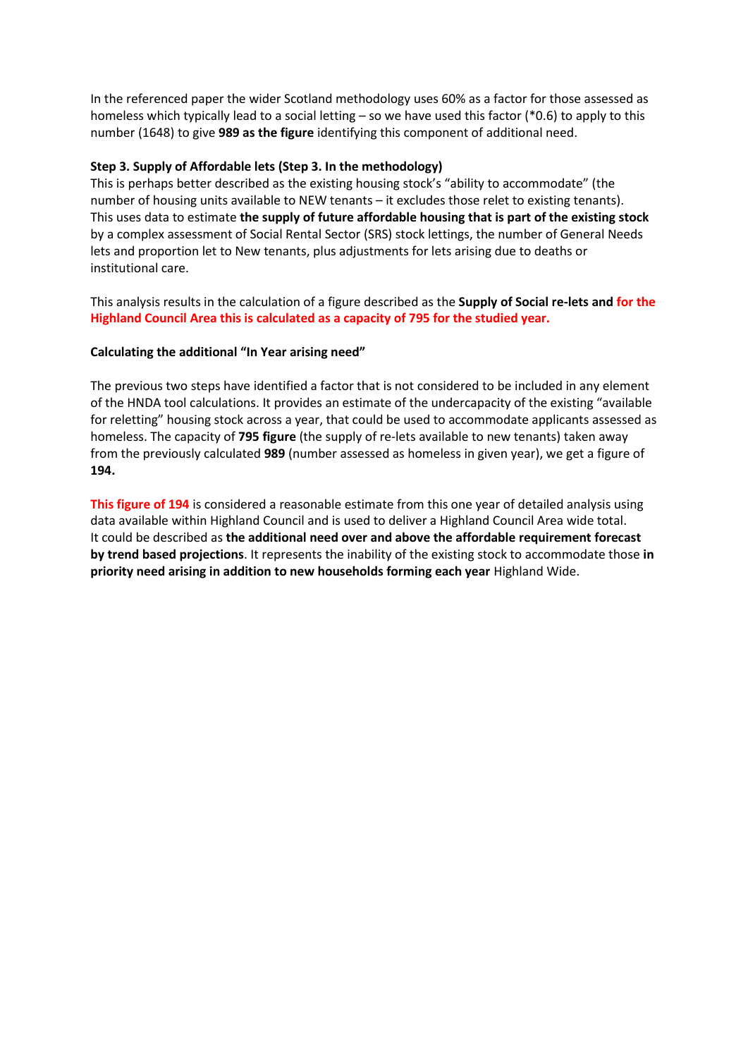In the referenced paper the wider Scotland methodology uses 60% as a factor for those assessed as homeless which typically lead to a social letting – so we have used this factor (*0.6) to apply to this number (1648) to give **989 as the figure** identifying this component of additional need.

**Step 3. Supply of Affordable lets (Step 3. In the methodology)**

This is perhaps better described as the existing housing stock's "ability to accommodate" (the number of housing units available to NEW tenants – it excludes those relet to existing tenants). This uses data to estimate **the supply of future affordable housing that is part of the existing stock** by a complex assessment of Social Rental Sector (SRS) stock lettings, the number of General Needs lets and proportion let to New tenants, plus adjustments for lets arising due to deaths or institutional care.

This analysis results in the calculation of a figure described as the **Supply of Social re-lets and for the Highland Council Area this is calculated as a capacity of 795 for the studied year.**

**Calculating the additional "In Year arising need"**

The previous two steps have identified a factor that is not considered to be included in any element of the HNDA tool calculations. It provides an estimate of the undercapacity of the existing "available for reletting" housing stock across a year, that could be used to accommodate applicants assessed as homeless. The capacity of **795 figure** (the supply of re-lets available to new tenants) taken away from the previously calculated **989** (number assessed as homeless in given year), we get a figure of **194.**

**This figure of 194** is considered a reasonable estimate from this one year of detailed analysis using data available within Highland Council and is used to deliver a Highland Council Area wide total. It could be described as **the additional need over and above the affordable requirement forecast by trend based projections**. It represents the inability of the existing stock to accommodate those **in priority need arising in addition to new households forming each year** Highland Wide.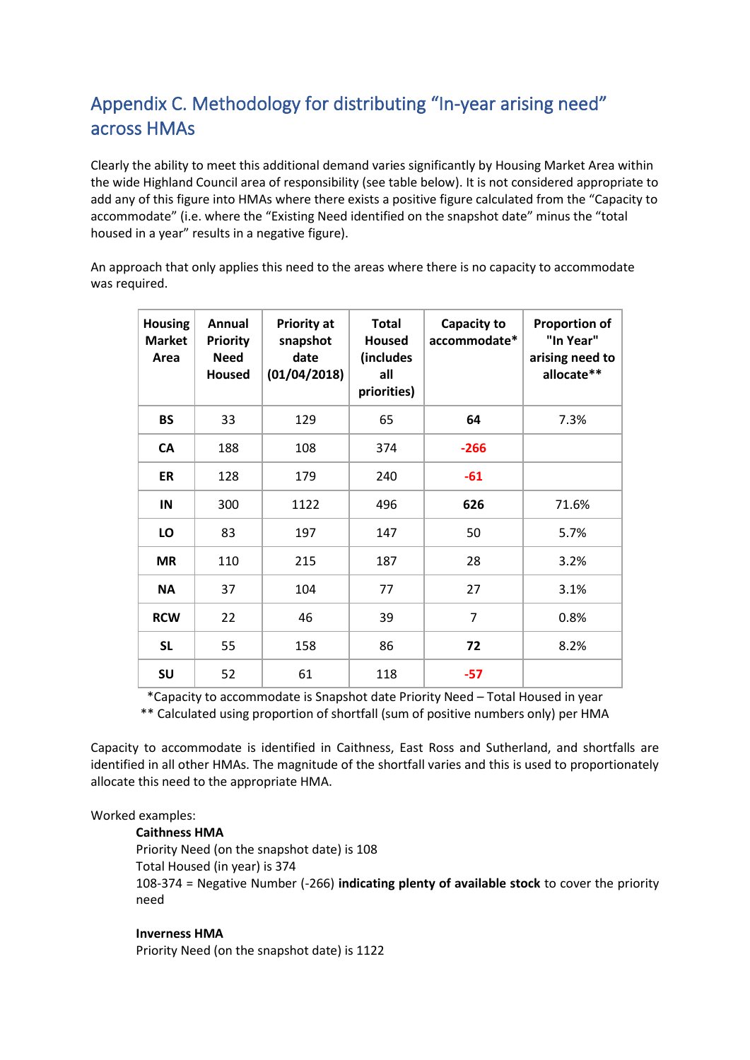## Appendix C. Methodology for distributing “In-year arising need” across HMAs

Clearly the ability to meet this additional demand varies significantly by Housing Market Area within the wide Highland Council area of responsibility (see table below). It is not considered appropriate to add any of this figure into HMAs where there exists a positive figure calculated from the “Capacity to accommodate” (i.e. where the “Existing Need identified on the snapshot date” minus the “total housed in a year” results in a negative figure).

An approach that only applies this need to the areas where there is no capacity to accommodate was required.

| Housing Market Area | Annual Priority Need Housed | Priority at snapshot date (01/04/2018) | Total Housed (includes all priorities) | Capacity to accommodate* | Proportion of "In Year" arising need to allocate** |
|---|---|---|---|---|---|
| **BS** | 33 | 129 | 65 | **64** | 7.3% |
| **CA** | 188 | 108 | 374 | **-266** | |
| **ER** | 128 | 179 | 240 | **-61** | |
| **IN** | 300 | 1122 | 496 | **626** | 71.6% |
| **LO** | 83 | 197 | 147 | 50 | 5.7% |
| **MR** | 110 | 215 | 187 | 28 | 3.2% |
| **NA** | 37 | 104 | 77 | 27 | 3.1% |
| **RCW** | 22 | 46 | 39 | 7 | 0.8% |
| **SL** | 55 | 158 | 86 | **72** | 8.2% |
| **SU** | 52 | 61 | 118 | **-57** | |

*Capacity to accommodate is Snapshot date Priority Need – Total Housed in year

** Calculated using proportion of shortfall (sum of positive numbers only) per HMA

Capacity to accommodate is identified in Caithness, East Ross and Sutherland, and shortfalls are identified in all other HMAs. The magnitude of the shortfall varies and this is used to proportionately allocate this need to the appropriate HMA.

Worked examples:

**Caithness HMA**
Priority Need (on the snapshot date) is 108
Total Housed (in year) is 374
108-374 = Negative Number (-266) **indicating plenty of available stock** to cover the priority need

**Inverness HMA**
Priority Need (on the snapshot date) is 1122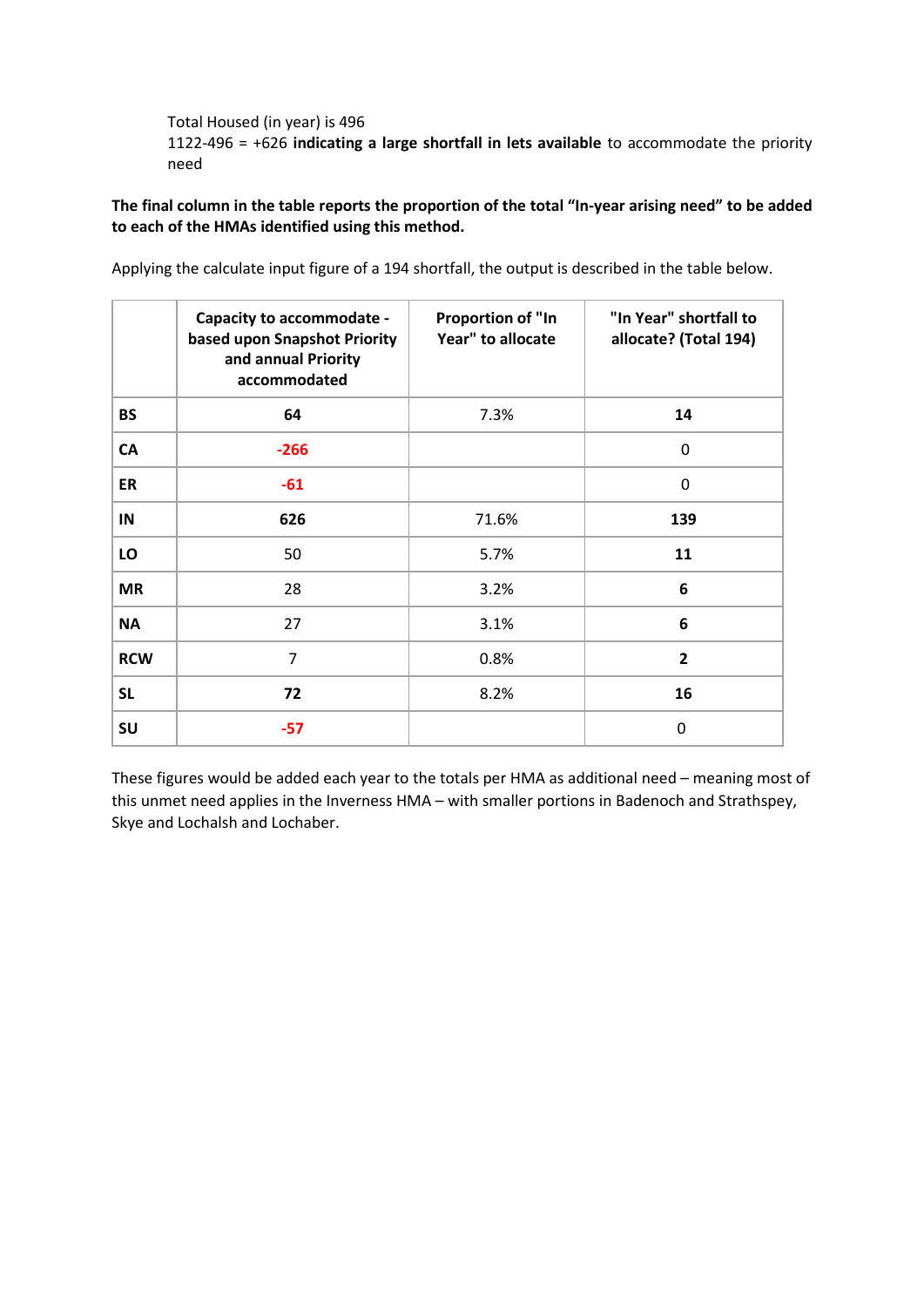Total Housed (in year) is 496
1122-496 = +626 **indicating a large shortfall in lets available** to accommodate the priority need

**The final column in the table reports the proportion of the total "In-year arising need" to be added to each of the HMAs identified using this method.**

Applying the calculate input figure of a 194 shortfall, the output is described in the table below.

| | Capacity to accommodate - based upon Snapshot Priority and annual Priority accommodated | Proportion of "In Year" to allocate | "In Year" shortfall to allocate? (Total 194) |
|---|---|---|---|
| **BS** | **64** | 7.3% | **14** |
| **CA** | **-266** | | 0 |
| **ER** | **-61** | | 0 |
| **IN** | **626** | 71.6% | **139** |
| **LO** | 50 | 5.7% | **11** |
| **MR** | 28 | 3.2% | **6** |
| **NA** | 27 | 3.1% | **6** |
| **RCW** | 7 | 0.8% | **2** |
| **SL** | **72** | 8.2% | **16** |
| **SU** | **-57** | | 0 |

These figures would be added each year to the totals per HMA as additional need – meaning most of this unmet need applies in the Inverness HMA – with smaller portions in Badenoch and Strathspey, Skye and Lochalsh and Lochaber.